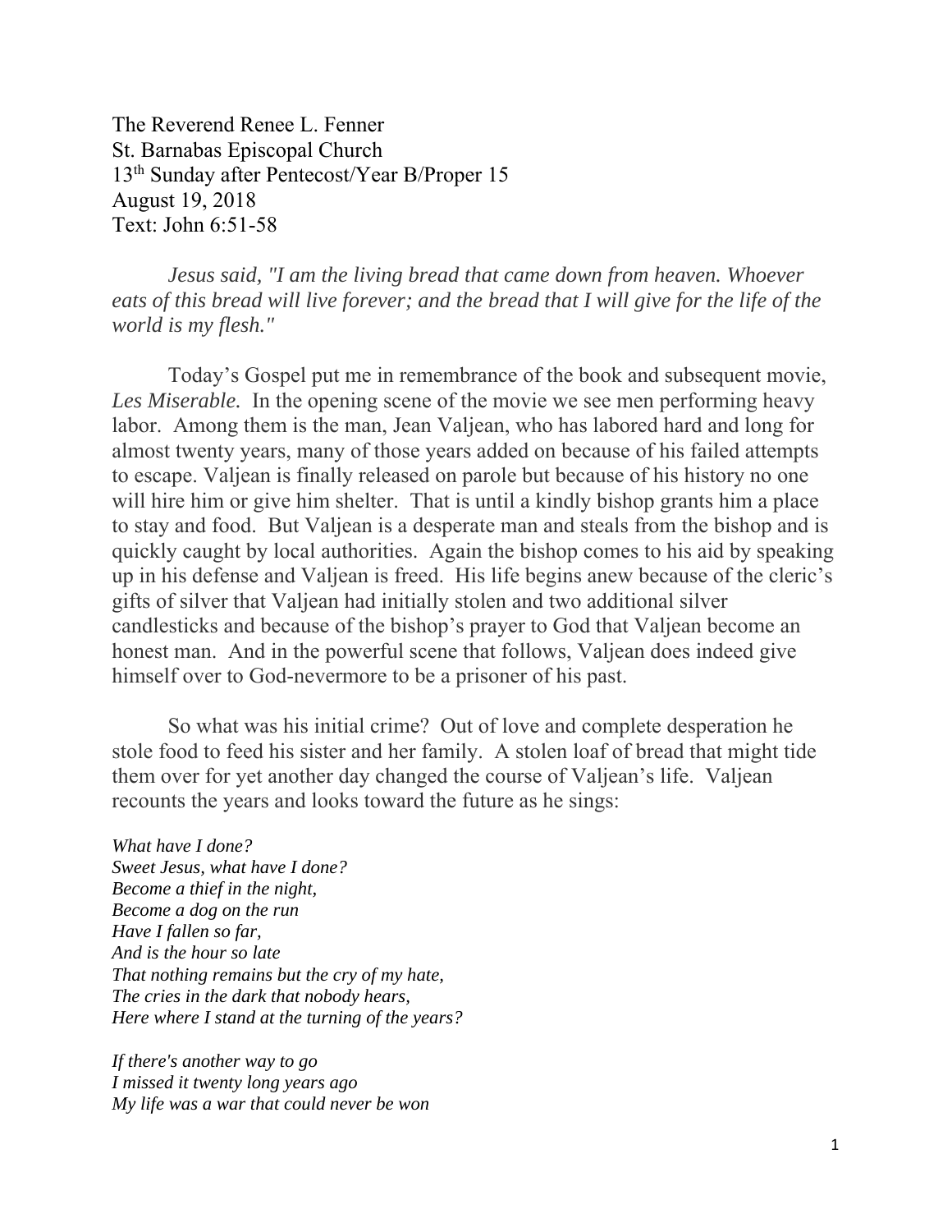The Reverend Renee L. Fenner
St. Barnabas Episcopal Church
13th Sunday after Pentecost/Year B/Proper 15
August 19, 2018
Text: John 6:51-58

*Jesus said, "I am the living bread that came down from heaven. Whoever eats of this bread will live forever; and the bread that I will give for the life of the world is my flesh."*

Today's Gospel put me in remembrance of the book and subsequent movie, *Les Miserable.* In the opening scene of the movie we see men performing heavy labor. Among them is the man, Jean Valjean, who has labored hard and long for almost twenty years, many of those years added on because of his failed attempts to escape. Valjean is finally released on parole but because of his history no one will hire him or give him shelter. That is until a kindly bishop grants him a place to stay and food. But Valjean is a desperate man and steals from the bishop and is quickly caught by local authorities. Again the bishop comes to his aid by speaking up in his defense and Valjean is freed. His life begins anew because of the cleric's gifts of silver that Valjean had initially stolen and two additional silver candlesticks and because of the bishop's prayer to God that Valjean become an honest man. And in the powerful scene that follows, Valjean does indeed give himself over to God-nevermore to be a prisoner of his past.

So what was his initial crime? Out of love and complete desperation he stole food to feed his sister and her family. A stolen loaf of bread that might tide them over for yet another day changed the course of Valjean's life. Valjean recounts the years and looks toward the future as he sings:

*What have I done?*
*Sweet Jesus, what have I done?*
*Become a thief in the night,*
*Become a dog on the run*
*Have I fallen so far,*
*And is the hour so late*
*That nothing remains but the cry of my hate,*
*The cries in the dark that nobody hears,*
*Here where I stand at the turning of the years?*

*If there's another way to go*
*I missed it twenty long years ago*
*My life was a war that could never be won*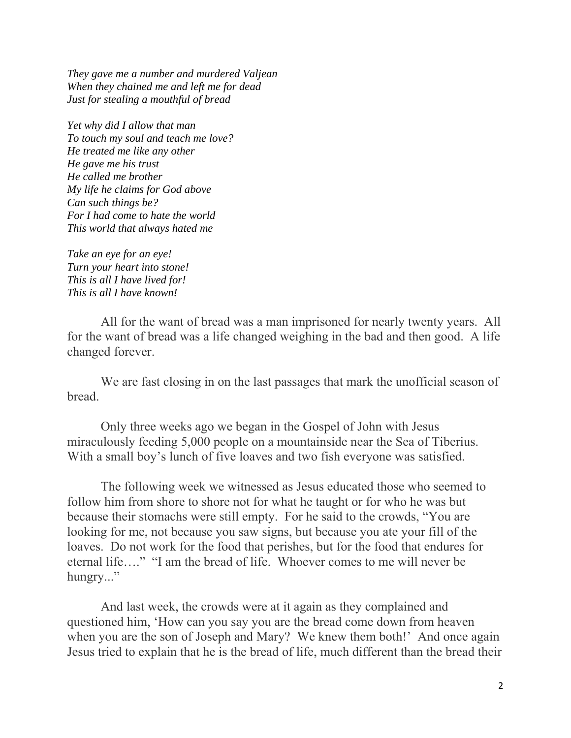*They gave me a number and murdered Valjean*
*When they chained me and left me for dead*
*Just for stealing a mouthful of bread*

*Yet why did I allow that man*
*To touch my soul and teach me love?*
*He treated me like any other*
*He gave me his trust*
*He called me brother*
*My life he claims for God above*
*Can such things be?*
*For I had come to hate the world*
*This world that always hated me*

*Take an eye for an eye!*
*Turn your heart into stone!*
*This is all I have lived for!*
*This is all I have known!*

All for the want of bread was a man imprisoned for nearly twenty years. All for the want of bread was a life changed weighing in the bad and then good. A life changed forever.

We are fast closing in on the last passages that mark the unofficial season of bread.

Only three weeks ago we began in the Gospel of John with Jesus miraculously feeding 5,000 people on a mountainside near the Sea of Tiberius. With a small boy's lunch of five loaves and two fish everyone was satisfied.

The following week we witnessed as Jesus educated those who seemed to follow him from shore to shore not for what he taught or for who he was but because their stomachs were still empty. For he said to the crowds, "You are looking for me, not because you saw signs, but because you ate your fill of the loaves. Do not work for the food that perishes, but for the food that endures for eternal life…." "I am the bread of life. Whoever comes to me will never be hungry..."

And last week, the crowds were at it again as they complained and questioned him, 'How can you say you are the bread come down from heaven when you are the son of Joseph and Mary? We knew them both!' And once again Jesus tried to explain that he is the bread of life, much different than the bread their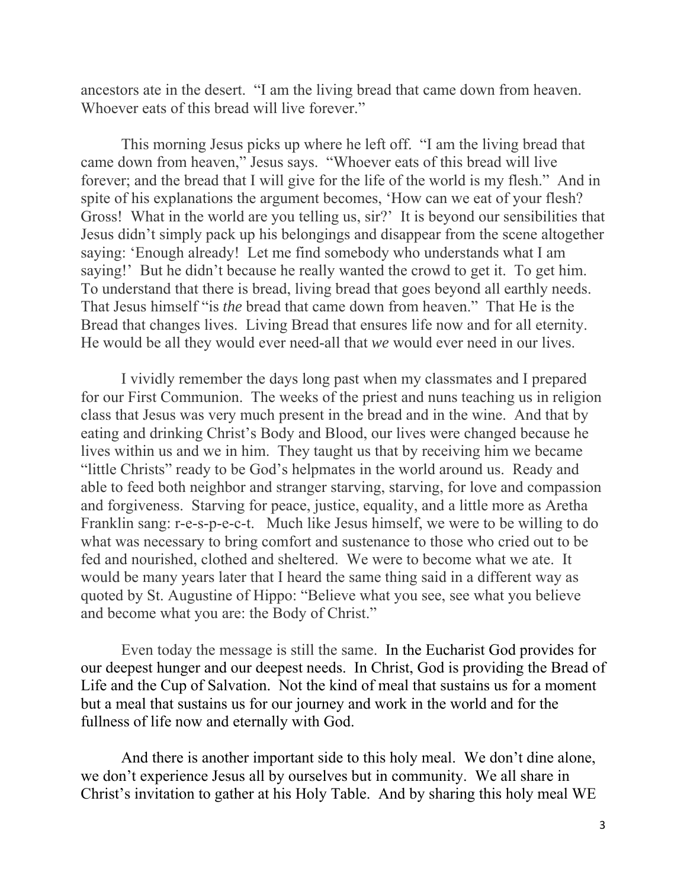ancestors ate in the desert. "I am the living bread that came down from heaven. Whoever eats of this bread will live forever."

This morning Jesus picks up where he left off. "I am the living bread that came down from heaven," Jesus says. "Whoever eats of this bread will live forever; and the bread that I will give for the life of the world is my flesh." And in spite of his explanations the argument becomes, 'How can we eat of your flesh? Gross! What in the world are you telling us, sir?' It is beyond our sensibilities that Jesus didn't simply pack up his belongings and disappear from the scene altogether saying: 'Enough already! Let me find somebody who understands what I am saying!' But he didn't because he really wanted the crowd to get it. To get him. To understand that there is bread, living bread that goes beyond all earthly needs. That Jesus himself "is *the* bread that came down from heaven." That He is the Bread that changes lives. Living Bread that ensures life now and for all eternity. He would be all they would ever need-all that *we* would ever need in our lives.

I vividly remember the days long past when my classmates and I prepared for our First Communion. The weeks of the priest and nuns teaching us in religion class that Jesus was very much present in the bread and in the wine. And that by eating and drinking Christ's Body and Blood, our lives were changed because he lives within us and we in him. They taught us that by receiving him we became "little Christs" ready to be God's helpmates in the world around us. Ready and able to feed both neighbor and stranger starving, starving, for love and compassion and forgiveness. Starving for peace, justice, equality, and a little more as Aretha Franklin sang: r-e-s-p-e-c-t. Much like Jesus himself, we were to be willing to do what was necessary to bring comfort and sustenance to those who cried out to be fed and nourished, clothed and sheltered. We were to become what we ate. It would be many years later that I heard the same thing said in a different way as quoted by St. Augustine of Hippo: "Believe what you see, see what you believe and become what you are: the Body of Christ."

Even today the message is still the same. In the Eucharist God provides for our deepest hunger and our deepest needs. In Christ, God is providing the Bread of Life and the Cup of Salvation. Not the kind of meal that sustains us for a moment but a meal that sustains us for our journey and work in the world and for the fullness of life now and eternally with God.

And there is another important side to this holy meal. We don't dine alone, we don't experience Jesus all by ourselves but in community. We all share in Christ's invitation to gather at his Holy Table. And by sharing this holy meal WE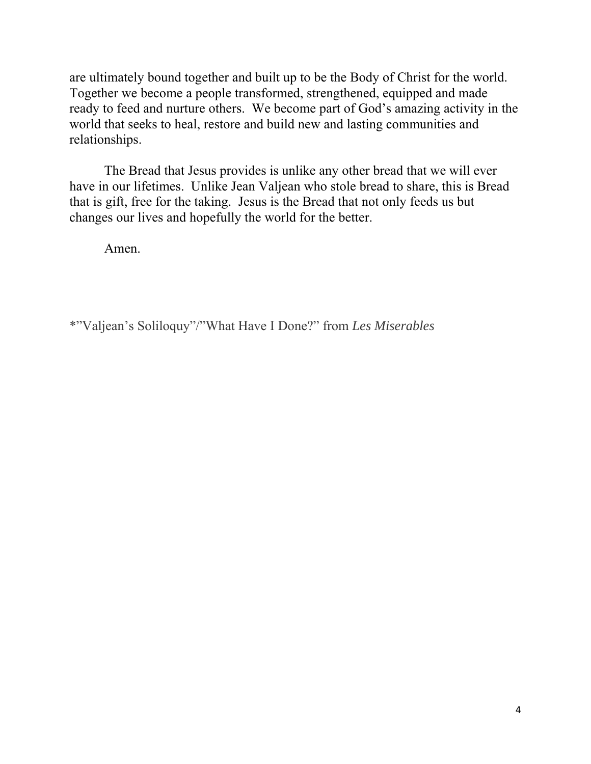are ultimately bound together and built up to be the Body of Christ for the world. Together we become a people transformed, strengthened, equipped and made ready to feed and nurture others. We become part of God's amazing activity in the world that seeks to heal, restore and build new and lasting communities and relationships.

The Bread that Jesus provides is unlike any other bread that we will ever have in our lifetimes. Unlike Jean Valjean who stole bread to share, this is Bread that is gift, free for the taking. Jesus is the Bread that not only feeds us but changes our lives and hopefully the world for the better.

Amen.

*"Valjean's Soliloquy"/"What Have I Done?" from *Les Miserables*